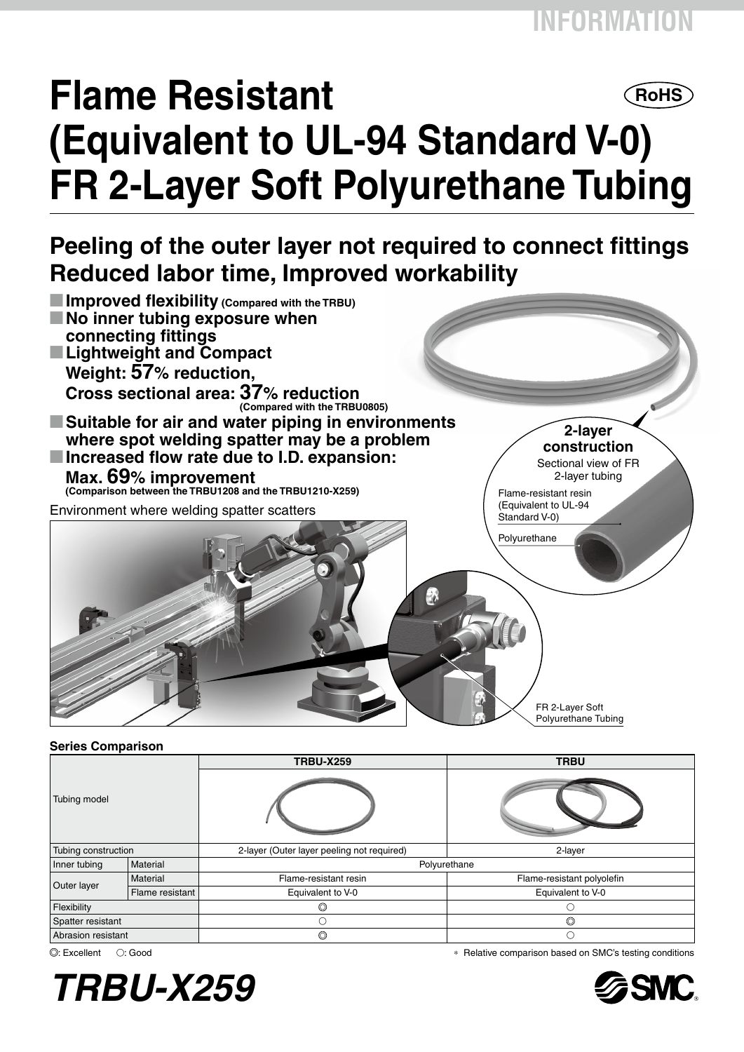# Flame Resistant (Equivalent to UL-94 Standard V-0) FR 2-Layer Soft Polyurethane Tubing

RoHS

## Peeling of the outer layer not required to connect fittings
## Reduced labor time, Improved workability

- **Improved flexibility** (Compared with the TRBU)
- **No inner tubing exposure when connecting fittings**
- **Lightweight and Compact**
  **Weight: 57% reduction,**
  **Cross sectional area: 37% reduction**
  (Compared with the TRBU0805)
- **Suitable for air and water piping in environments where spot welding spatter may be a problem**
- **Increased flow rate due to I.D. expansion:**
  **Max. 69% improvement**
  (Comparison between the TRBU1208 and the TRBU1210-X259)

**2-layer construction**

Sectional view of FR 2-layer tubing

Flame-resistant resin (Equivalent to UL-94 Standard V-0)

Polyurethane

Environment where welding spatter scatters

FR 2-Layer Soft Polyurethane Tubing

**Series Comparison**

| | | TRBU-X259 | TRBU |
|---|---|---|---|
| Tubing model | | | |
| Tubing construction | | 2-layer (Outer layer peeling not required) | 2-layer |
| Inner tubing | Material | Polyurethane | |
| Outer layer | Material | Flame-resistant resin | Flame-resistant polyolefin |
| | Flame resistant | Equivalent to V-0 | Equivalent to V-0 |
| Flexibility | | ◎ | ○ |
| Spatter resistant | | ○ | ◎ |
| Abrasion resistant | | ◎ | ○ |

◎: Excellent ○: Good

∗ Relative comparison based on SMC's testing conditions

***TRBU-X259***

SMC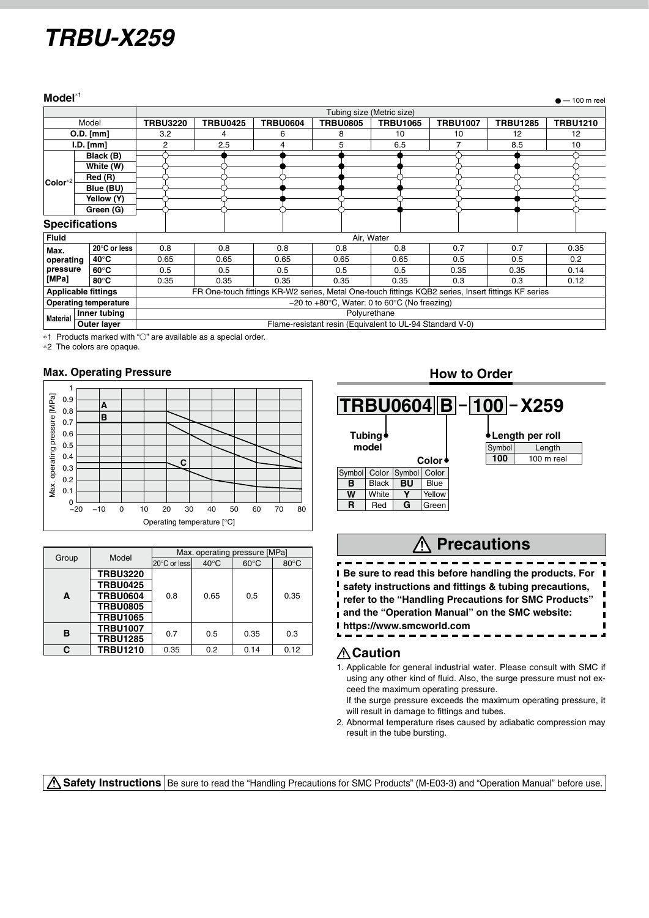# TRBU-X259

## Model*1

● — 100 m reel

| Model | | TRBU3220 | TRBU0425 | TRBU0604 | TRBU0805 | TRBU1065 | TRBU1007 | TRBU1285 | TRBU1210 |
|---|---|---|---|---|---|---|---|---|---|
| | | Tubing size (Metric size) | | | | | | | |
| O.D. [mm] | | 3.2 | 4 | 6 | 8 | 10 | 10 | 12 | 12 |
| I.D. [mm] | | 2 | 2.5 | 4 | 5 | 6.5 | 7 | 8.5 | 10 |
| Color*2 | Black (B) | ○ | ● | ● | ● | ● | ○ | ● | ○ |
| | White (W) | ○ | ○ | ● | ● | ● | ○ | ● | ○ |
| | Red (R) | ○ | ○ | ○ | ● | ○ | ○ | ○ | ○ |
| | Blue (BU) | ○ | ○ | ● | ● | ● | ○ | ○ | ○ |
| | Yellow (Y) | ○ | ○ | ● | ○ | ○ | ○ | ● | ○ |
| | Green (G) | ○ | ○ | ○ | ○ | ● | ○ | ● | ○ |

## Specifications

| | | | | | | | | | |
|---|---|---|---|---|---|---|---|---|---|
| Fluid | | Air, Water | | | | | | | |
| Max. operating pressure [MPa] | 20°C or less | 0.8 | 0.8 | 0.8 | 0.8 | 0.8 | 0.7 | 0.7 | 0.35 |
| | 40°C | 0.65 | 0.65 | 0.65 | 0.65 | 0.65 | 0.5 | 0.5 | 0.2 |
| | 60°C | 0.5 | 0.5 | 0.5 | 0.5 | 0.5 | 0.35 | 0.35 | 0.14 |
| | 80°C | 0.35 | 0.35 | 0.35 | 0.35 | 0.35 | 0.3 | 0.3 | 0.12 |
| Applicable fittings | | FR One-touch fittings KR-W2 series, Metal One-touch fittings KQB2 series, Insert fittings KF series | | | | | | | |
| Operating temperature | | −20 to +80°C, Water: 0 to 60°C (No freezing) | | | | | | | |
| Material | Inner tubing | Polyurethane | | | | | | | |
| | Outer layer | Flame-resistant resin (Equivalent to UL-94 Standard V-0) | | | | | | | |

*1 Products marked with "○" are available as a special order.
*2 The colors are opaque.

## Max. Operating Pressure

Max. operating pressure [MPa]
1, 0.9, 0.8, 0.7, 0.6, 0.5, 0.4, 0.3, 0.2, 0.1, 0
A
B
C
−20, −10, 0, 10, 20, 30, 40, 50, 60, 70, 80
Operating temperature [°C]

| Group | Model | Max. operating pressure [MPa] | | | |
|---|---|---|---|---|---|
| | | 20°C or less | 40°C | 60°C | 80°C |
| A | TRBU3220<br>TRBU0425<br>TRBU0604<br>TRBU0805<br>TRBU1065 | 0.8 | 0.65 | 0.5 | 0.35 |
| B | TRBU1007<br>TRBU1285 | 0.7 | 0.5 | 0.35 | 0.3 |
| C | TRBU1210 | 0.35 | 0.2 | 0.14 | 0.12 |

## How to Order

**TRBU0604 B − 100 − X259**

Tubing model

Color

| Symbol | Color | Symbol | Color |
|---|---|---|---|
| B | Black | BU | Blue |
| W | White | Y | Yellow |
| R | Red | G | Green |

Length per roll

| Symbol | Length |
|---|---|
| 100 | 100 m reel |

## ⚠ Precautions

**Be sure to read this before handling the products. For safety instructions and fittings & tubing precautions, refer to the "Handling Precautions for SMC Products" and the "Operation Manual" on the SMC website: https://www.smcworld.com**

### ⚠Caution

1. Applicable for general industrial water. Please consult with SMC if using any other kind of fluid. Also, the surge pressure must not exceed the maximum operating pressure.
   If the surge pressure exceeds the maximum operating pressure, it will result in damage to fittings and tubes.
2. Abnormal temperature rises caused by adiabatic compression may result in the tube bursting.

**⚠ Safety Instructions** Be sure to read the "Handling Precautions for SMC Products" (M-E03-3) and "Operation Manual" before use.